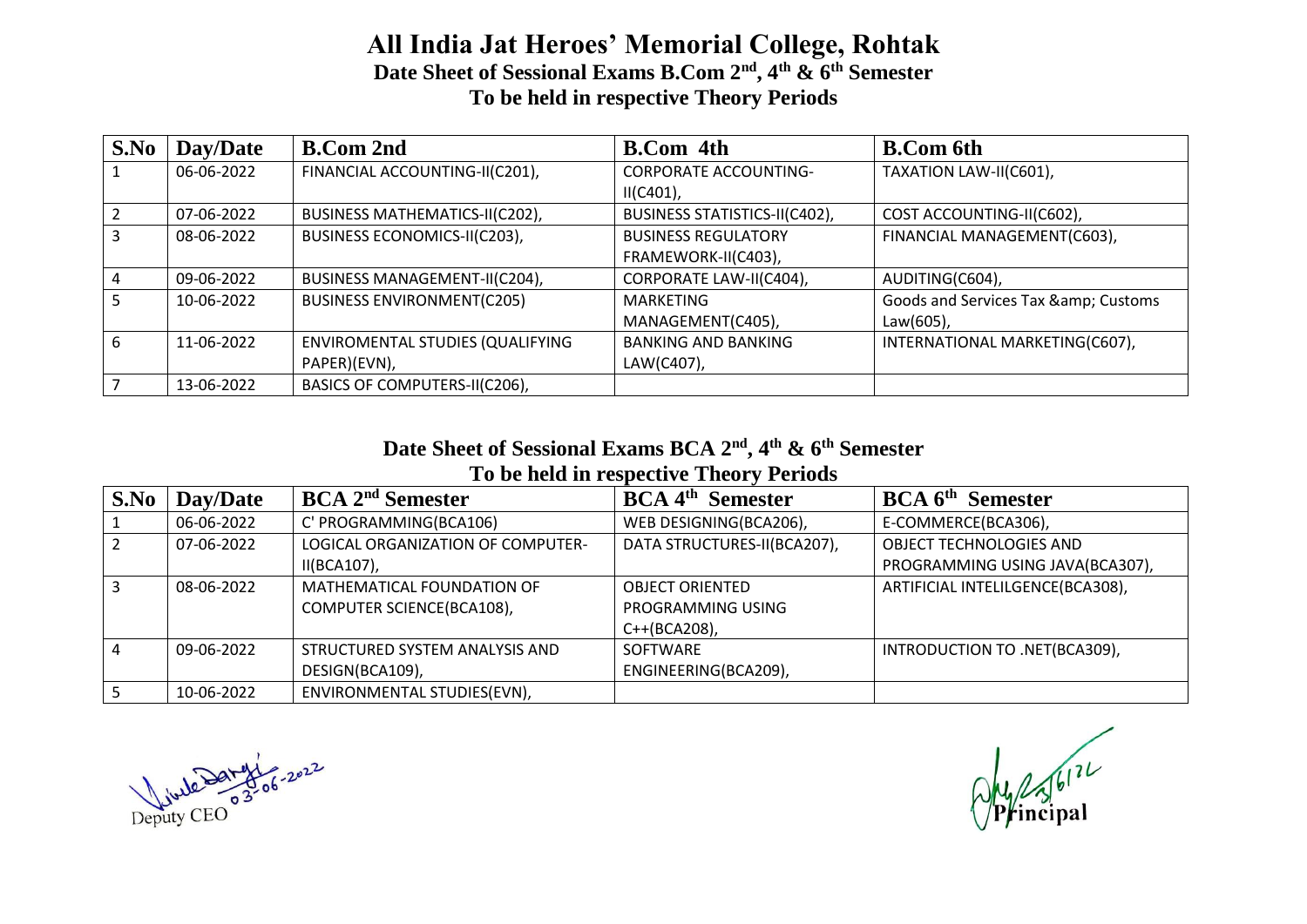# All India Jat Heroes' Memorial College, Rohtak

## Date Sheet of Sessional Exams B.Com 2nd, 4th & 6th Semester

### To be held in respective Theory Periods

| S.No | Day/Date | B.Com 2nd | B.Com 4th | B.Com 6th |
|---|---|---|---|---|
| 1 | 06-06-2022 | FINANCIAL ACCOUNTING-II(C201), | CORPORATE ACCOUNTING-II(C401), | TAXATION LAW-II(C601), |
| 2 | 07-06-2022 | BUSINESS MATHEMATICS-II(C202), | BUSINESS STATISTICS-II(C402), | COST ACCOUNTING-II(C602), |
| 3 | 08-06-2022 | BUSINESS ECONOMICS-II(C203), | BUSINESS REGULATORY FRAMEWORK-II(C403), | FINANCIAL MANAGEMENT(C603), |
| 4 | 09-06-2022 | BUSINESS MANAGEMENT-II(C204), | CORPORATE LAW-II(C404), | AUDITING(C604), |
| 5 | 10-06-2022 | BUSINESS ENVIRONMENT(C205) | MARKETING MANAGEMENT(C405), | Goods and Services Tax &amp; Customs Law(605), |
| 6 | 11-06-2022 | ENVIROMENTAL STUDIES (QUALIFYING PAPER)(EVN), | BANKING AND BANKING LAW(C407), | INTERNATIONAL MARKETING(C607), |
| 7 | 13-06-2022 | BASICS OF COMPUTERS-II(C206), | | |

## Date Sheet of Sessional Exams BCA 2nd, 4th & 6th Semester

### To be held in respective Theory Periods

| S.No | Day/Date | BCA 2nd Semester | BCA 4th Semester | BCA 6th Semester |
|---|---|---|---|---|
| 1 | 06-06-2022 | C' PROGRAMMING(BCA106) | WEB DESIGNING(BCA206), | E-COMMERCE(BCA306), |
| 2 | 07-06-2022 | LOGICAL ORGANIZATION OF COMPUTER-II(BCA107), | DATA STRUCTURES-II(BCA207), | OBJECT TECHNOLOGIES AND PROGRAMMING USING JAVA(BCA307), |
| 3 | 08-06-2022 | MATHEMATICAL FOUNDATION OF COMPUTER SCIENCE(BCA108), | OBJECT ORIENTED PROGRAMMING USING C++(BCA208), | ARTIFICIAL INTELILGENCE(BCA308), |
| 4 | 09-06-2022 | STRUCTURED SYSTEM ANALYSIS AND DESIGN(BCA109), | SOFTWARE ENGINEERING(BCA209), | INTRODUCTION TO .NET(BCA309), |
| 5 | 10-06-2022 | ENVIRONMENTAL STUDIES(EVN), | | |

03-06-2022
Deputy CEO

3/6/22
Principal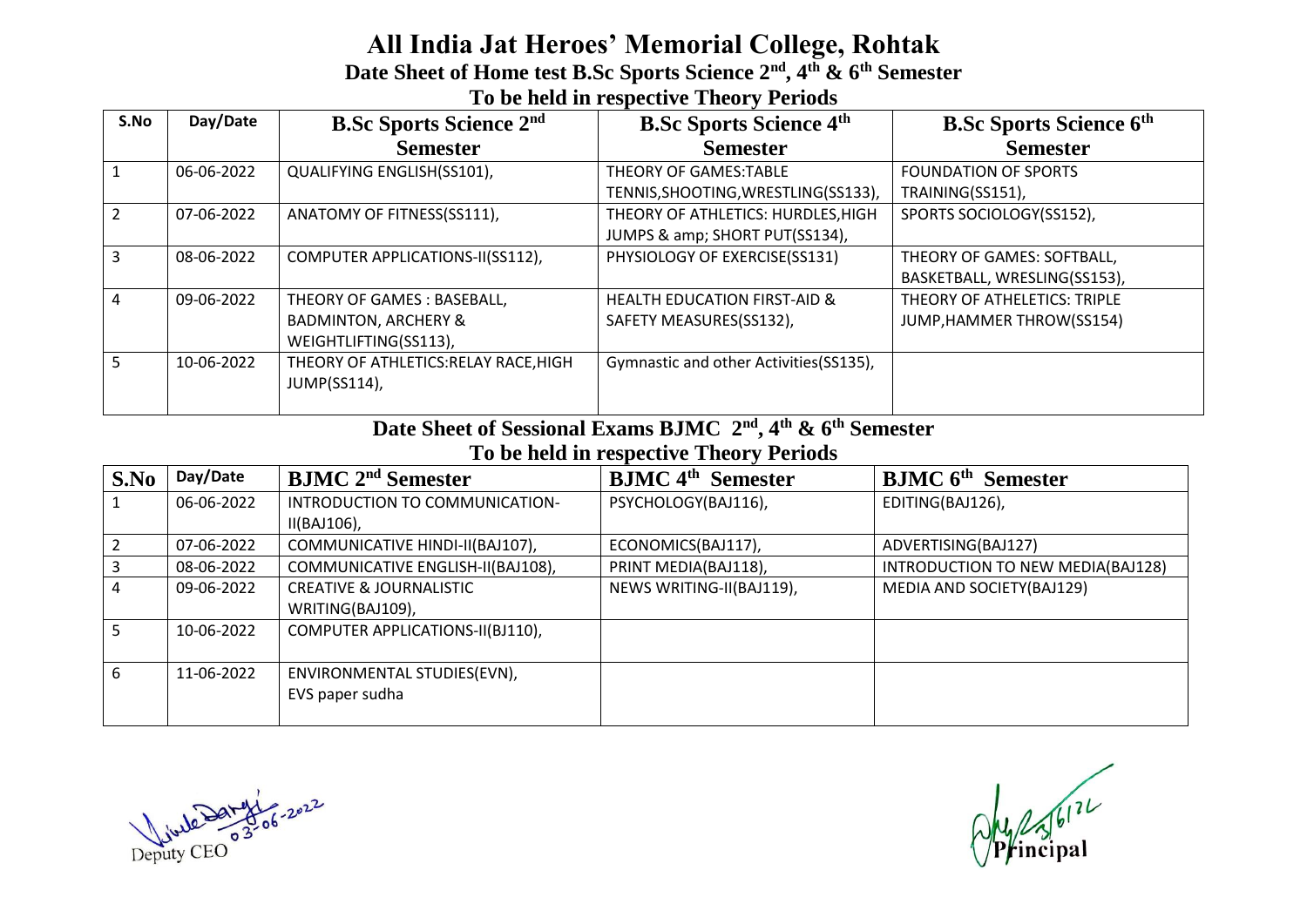# All India Jat Heroes' Memorial College, Rohtak

## Date Sheet of Home test B.Sc Sports Science 2nd, 4th & 6th Semester

### To be held in respective Theory Periods

| S.No | Day/Date | B.Sc Sports Science 2nd Semester | B.Sc Sports Science 4th Semester | B.Sc Sports Science 6th Semester |
|---|---|---|---|---|
| 1 | 06-06-2022 | QUALIFYING ENGLISH(SS101), | THEORY OF GAMES:TABLE TENNIS,SHOOTING,WRESTLING(SS133), | FOUNDATION OF SPORTS TRAINING(SS151), |
| 2 | 07-06-2022 | ANATOMY OF FITNESS(SS111), | THEORY OF ATHLETICS: HURDLES,HIGH JUMPS & amp; SHORT PUT(SS134), | SPORTS SOCIOLOGY(SS152), |
| 3 | 08-06-2022 | COMPUTER APPLICATIONS-II(SS112), | PHYSIOLOGY OF EXERCISE(SS131) | THEORY OF GAMES: SOFTBALL, BASKETBALL, WRESLING(SS153), |
| 4 | 09-06-2022 | THEORY OF GAMES : BASEBALL, BADMINTON, ARCHERY & WEIGHTLIFTING(SS113), | HEALTH EDUCATION FIRST-AID & SAFETY MEASURES(SS132), | THEORY OF ATHELETICS: TRIPLE JUMP,HAMMER THROW(SS154) |
| 5 | 10-06-2022 | THEORY OF ATHLETICS:RELAY RACE,HIGH JUMP(SS114), | Gymnastic and other Activities(SS135), | |

## Date Sheet of Sessional Exams BJMC 2nd, 4th & 6th Semester

### To be held in respective Theory Periods

| S.No | Day/Date | BJMC 2nd Semester | BJMC 4th Semester | BJMC 6th Semester |
|---|---|---|---|---|
| 1 | 06-06-2022 | INTRODUCTION TO COMMUNICATION-II(BAJ106), | PSYCHOLOGY(BAJ116), | EDITING(BAJ126), |
| 2 | 07-06-2022 | COMMUNICATIVE HINDI-II(BAJ107), | ECONOMICS(BAJ117), | ADVERTISING(BAJ127) |
| 3 | 08-06-2022 | COMMUNICATIVE ENGLISH-II(BAJ108), | PRINT MEDIA(BAJ118), | INTRODUCTION TO NEW MEDIA(BAJ128) |
| 4 | 09-06-2022 | CREATIVE & JOURNALISTIC WRITING(BAJ109), | NEWS WRITING-II(BAJ119), | MEDIA AND SOCIETY(BAJ129) |
| 5 | 10-06-2022 | COMPUTER APPLICATIONS-II(BJ110), | | |
| 6 | 11-06-2022 | ENVIRONMENTAL STUDIES(EVN), EVS paper sudha | | |

03-06-2022
Deputy CEO

3/6/22
Principal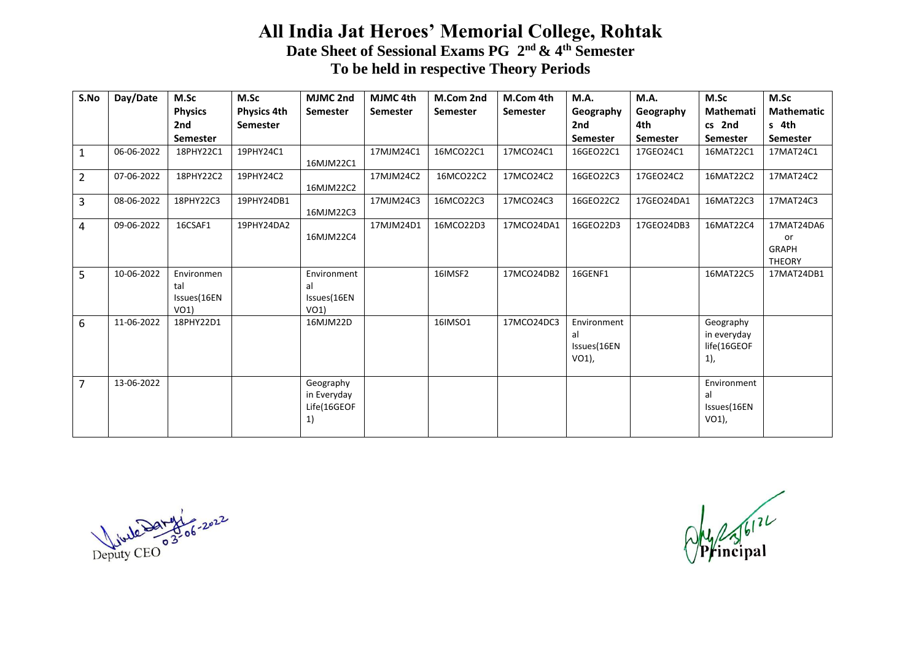# All India Jat Heroes' Memorial College, Rohtak

## Date Sheet of Sessional Exams PG 2nd & 4th Semester

## To be held in respective Theory Periods

| S.No | Day/Date | M.Sc Physics 2nd Semester | M.Sc Physics 4th Semester | MJMC 2nd Semester | MJMC 4th Semester | M.Com 2nd Semester | M.Com 4th Semester | M.A. Geography 2nd Semester | M.A. Geography 4th Semester | M.Sc Mathematics 2nd Semester | M.Sc Mathematics 4th Semester |
|---|---|---|---|---|---|---|---|---|---|---|---|
| 1 | 06-06-2022 | 18PHY22C1 | 19PHY24C1 | 16MJM22C1 | 17MJM24C1 | 16MCO22C1 | 17MCO24C1 | 16GEO22C1 | 17GEO24C1 | 16MAT22C1 | 17MAT24C1 |
| 2 | 07-06-2022 | 18PHY22C2 | 19PHY24C2 | 16MJM22C2 | 17MJM24C2 | 16MCO22C2 | 17MCO24C2 | 16GEO22C3 | 17GEO24C2 | 16MAT22C2 | 17MAT24C2 |
| 3 | 08-06-2022 | 18PHY22C3 | 19PHY24DB1 | 16MJM22C3 | 17MJM24C3 | 16MCO22C3 | 17MCO24C3 | 16GEO22C2 | 17GEO24DA1 | 16MAT22C3 | 17MAT24C3 |
| 4 | 09-06-2022 | 16CSAF1 | 19PHY24DA2 | 16MJM22C4 | 17MJM24D1 | 16MCO22D3 | 17MCO24DA1 | 16GEO22D3 | 17GEO24DB3 | 16MAT22C4 | 17MAT24DA6 or GRAPH THEORY |
| 5 | 10-06-2022 | Environmental Issues(16ENVO1) | | Environmental Issues(16ENVO1) | | 16IMSF2 | 17MCO24DB2 | 16GENF1 | | 16MAT22C5 | 17MAT24DB1 |
| 6 | 11-06-2022 | 18PHY22D1 | | 16MJM22D | | 16IMSO1 | 17MCO24DC3 | Environmental Issues(16ENVO1), | | Geography in everyday life(16GEOF1), | |
| 7 | 13-06-2022 | | | Geography in Everyday Life(16GEOF1) | | | | | | Environmental Issues(16ENVO1), | |

Deputy CEO 03-06-2022

Principal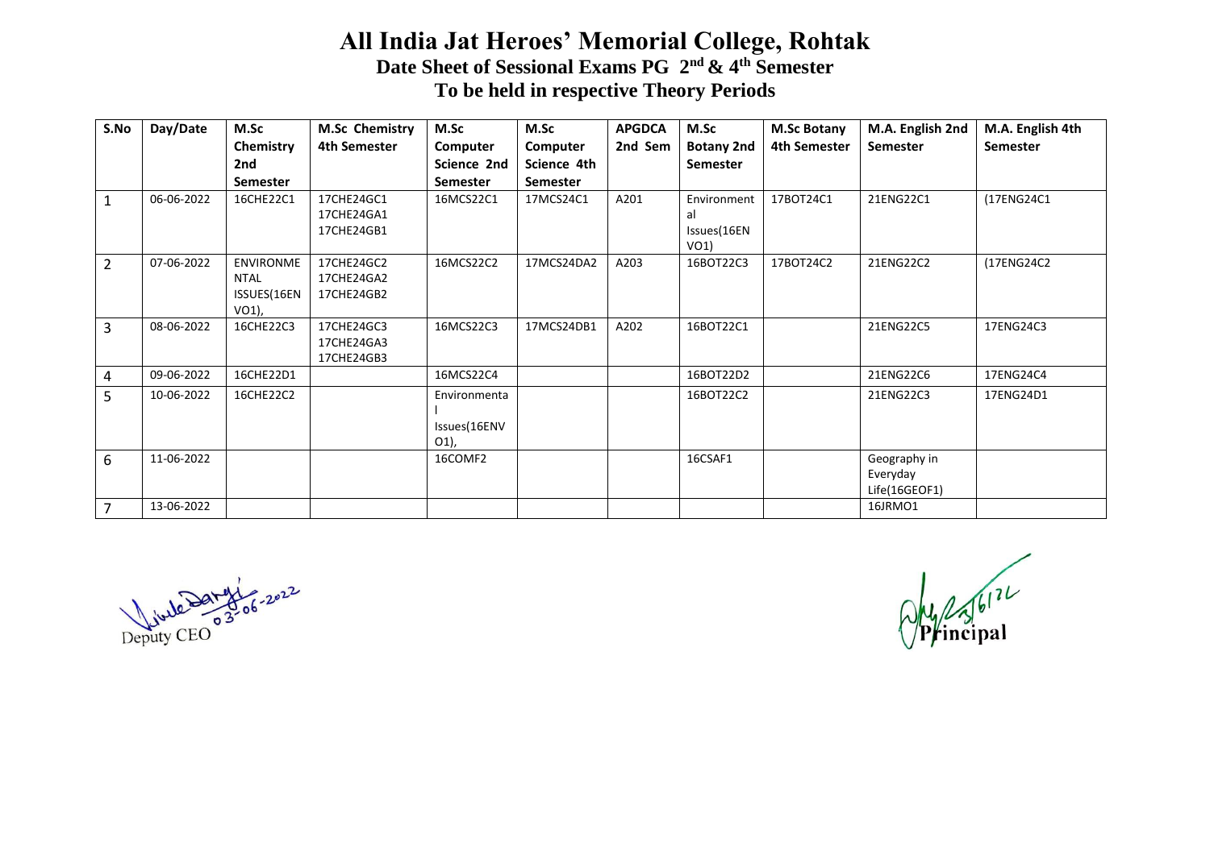# All India Jat Heroes' Memorial College, Rohtak

## Date Sheet of Sessional Exams PG 2nd & 4th Semester

## To be held in respective Theory Periods

| S.No | Day/Date | M.Sc Chemistry 2nd Semester | M.Sc Chemistry 4th Semester | M.Sc Computer Science 2nd Semester | M.Sc Computer Science 4th Semester | APGDCA 2nd Sem | M.Sc Botany 2nd Semester | M.Sc Botany 4th Semester | M.A. English 2nd Semester | M.A. English 4th Semester |
|---|---|---|---|---|---|---|---|---|---|---|
| 1 | 06-06-2022 | 16CHE22C1 | 17CHE24GC1 17CHE24GA1 17CHE24GB1 | 16MCS22C1 | 17MCS24C1 | A201 | Environmental Issues(16ENVO1) | 17BOT24C1 | 21ENG22C1 | (17ENG24C1 |
| 2 | 07-06-2022 | ENVIRONMENTAL ISSUES(16ENVO1), | 17CHE24GC2 17CHE24GA2 17CHE24GB2 | 16MCS22C2 | 17MCS24DA2 | A203 | 16BOT22C3 | 17BOT24C2 | 21ENG22C2 | (17ENG24C2 |
| 3 | 08-06-2022 | 16CHE22C3 | 17CHE24GC3 17CHE24GA3 17CHE24GB3 | 16MCS22C3 | 17MCS24DB1 | A202 | 16BOT22C1 | | 21ENG22C5 | 17ENG24C3 |
| 4 | 09-06-2022 | 16CHE22D1 | | 16MCS22C4 | | | 16BOT22D2 | | 21ENG22C6 | 17ENG24C4 |
| 5 | 10-06-2022 | 16CHE22C2 | | Environmental Issues(16ENVO1), | | | 16BOT22C2 | | 21ENG22C3 | 17ENG24D1 |
| 6 | 11-06-2022 | | | 16COMF2 | | | 16CSAF1 | | Geography in Everyday Life(16GEOF1) | |
| 7 | 13-06-2022 | | | | | | | | 16JRMO1 | |

03-06-2022
Deputy CEO

Principal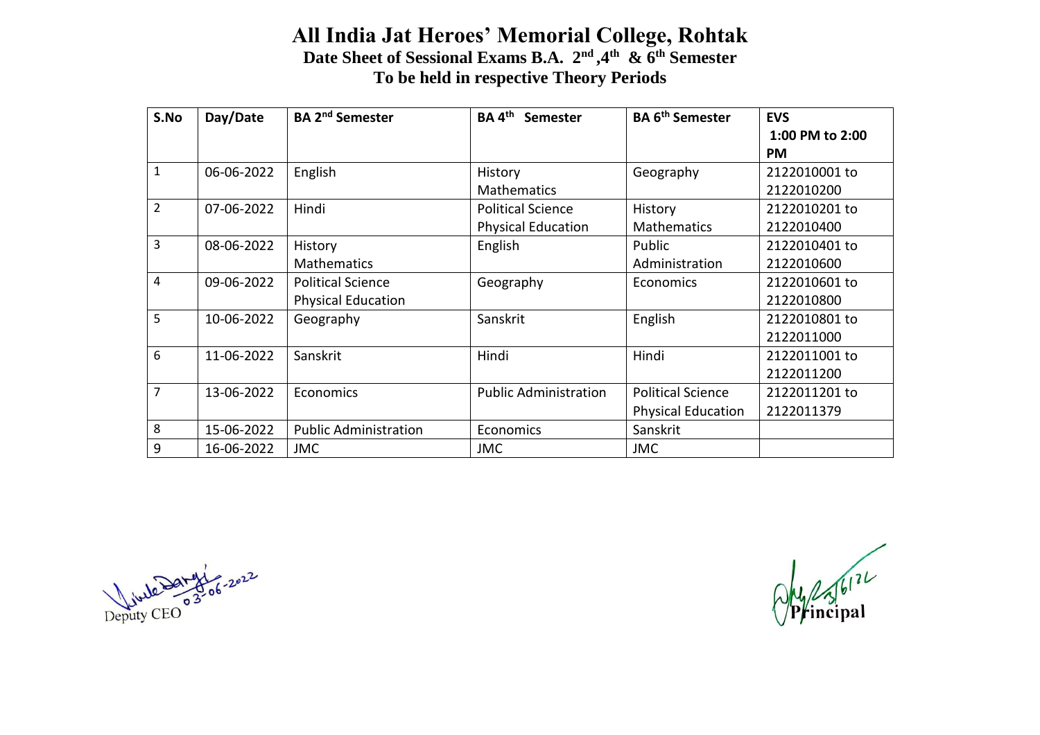# All India Jat Heroes' Memorial College, Rohtak

**Date Sheet of Sessional Exams B.A. 2nd ,4th & 6th Semester**

**To be held in respective Theory Periods**

| S.No | Day/Date | BA 2nd Semester | BA 4th Semester | BA 6th Semester | EVS 1:00 PM to 2:00 PM |
|---|---|---|---|---|---|
| 1 | 06-06-2022 | English | History Mathematics | Geography | 2122010001 to 2122010200 |
| 2 | 07-06-2022 | Hindi | Political Science Physical Education | History Mathematics | 2122010201 to 2122010400 |
| 3 | 08-06-2022 | History Mathematics | English | Public Administration | 2122010401 to 2122010600 |
| 4 | 09-06-2022 | Political Science Physical Education | Geography | Economics | 2122010601 to 2122010800 |
| 5 | 10-06-2022 | Geography | Sanskrit | English | 2122010801 to 2122011000 |
| 6 | 11-06-2022 | Sanskrit | Hindi | Hindi | 2122011001 to 2122011200 |
| 7 | 13-06-2022 | Economics | Public Administration | Political Science Physical Education | 2122011201 to 2122011379 |
| 8 | 15-06-2022 | Public Administration | Economics | Sanskrit | |
| 9 | 16-06-2022 | JMC | JMC | JMC | |

Deputy CEO (03-06-2022)

Principal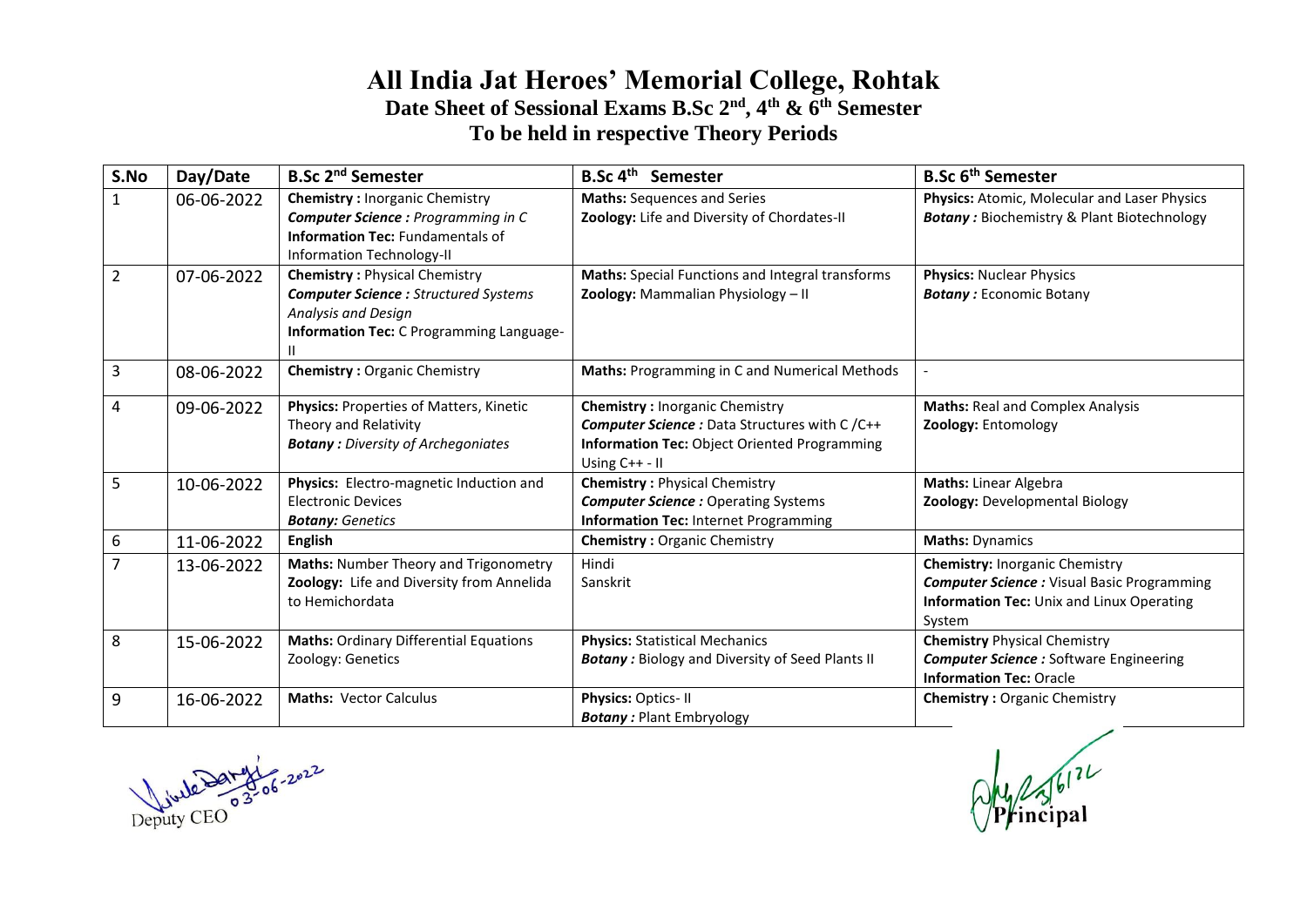# All India Jat Heroes' Memorial College, Rohtak

## Date Sheet of Sessional Exams B.Sc 2nd, 4th & 6th Semester

## To be held in respective Theory Periods

| S.No | Day/Date | B.Sc 2nd Semester | B.Sc 4th Semester | B.Sc 6th Semester |
|---|---|---|---|---|
| 1 | 06-06-2022 | **Chemistry :** Inorganic Chemistry<br>***Computer Science :*** *Programming in C*<br>**Information Tec:** Fundamentals of Information Technology-II | **Maths:** Sequences and Series<br>**Zoology:** Life and Diversity of Chordates-II | **Physics:** Atomic, Molecular and Laser Physics<br>***Botany :*** Biochemistry & Plant Biotechnology |
| 2 | 07-06-2022 | **Chemistry :** Physical Chemistry<br>***Computer Science :*** *Structured Systems Analysis and Design*<br>**Information Tec:** C Programming Language-II | **Maths:** Special Functions and Integral transforms<br>**Zoology:** Mammalian Physiology – II | **Physics:** Nuclear Physics<br>***Botany :*** Economic Botany |
| 3 | 08-06-2022 | **Chemistry :** Organic Chemistry | **Maths:** Programming in C and Numerical Methods | - |
| 4 | 09-06-2022 | **Physics:** Properties of Matters, Kinetic Theory and Relativity<br>***Botany :*** *Diversity of Archegoniates* | **Chemistry :** Inorganic Chemistry<br>***Computer Science :*** Data Structures with C /C++<br>**Information Tec:** Object Oriented Programming Using C++ - II | **Maths:** Real and Complex Analysis<br>**Zoology:** Entomology |
| 5 | 10-06-2022 | **Physics:** Electro-magnetic Induction and Electronic Devices<br>***Botany:*** *Genetics* | **Chemistry :** Physical Chemistry<br>***Computer Science :*** Operating Systems<br>**Information Tec:** Internet Programming | **Maths:** Linear Algebra<br>**Zoology:** Developmental Biology |
| 6 | 11-06-2022 | **English** | **Chemistry :** Organic Chemistry | **Maths:** Dynamics |
| 7 | 13-06-2022 | **Maths:** Number Theory and Trigonometry<br>**Zoology:** Life and Diversity from Annelida to Hemichordata | Hindi<br>Sanskrit | **Chemistry:** Inorganic Chemistry<br>***Computer Science :*** Visual Basic Programming<br>**Information Tec:** Unix and Linux Operating System |
| 8 | 15-06-2022 | **Maths:** Ordinary Differential Equations<br>Zoology: Genetics | **Physics:** Statistical Mechanics<br>***Botany :*** Biology and Diversity of Seed Plants II | **Chemistry** Physical Chemistry<br>***Computer Science :*** Software Engineering<br>**Information Tec:** Oracle |
| 9 | 16-06-2022 | **Maths:** Vector Calculus | **Physics:** Optics- II<br>***Botany :*** Plant Embryology | **Chemistry :** Organic Chemistry |

Deputy CEO (Signed 03-06-2022)

Principal (Signed 3/6/22)